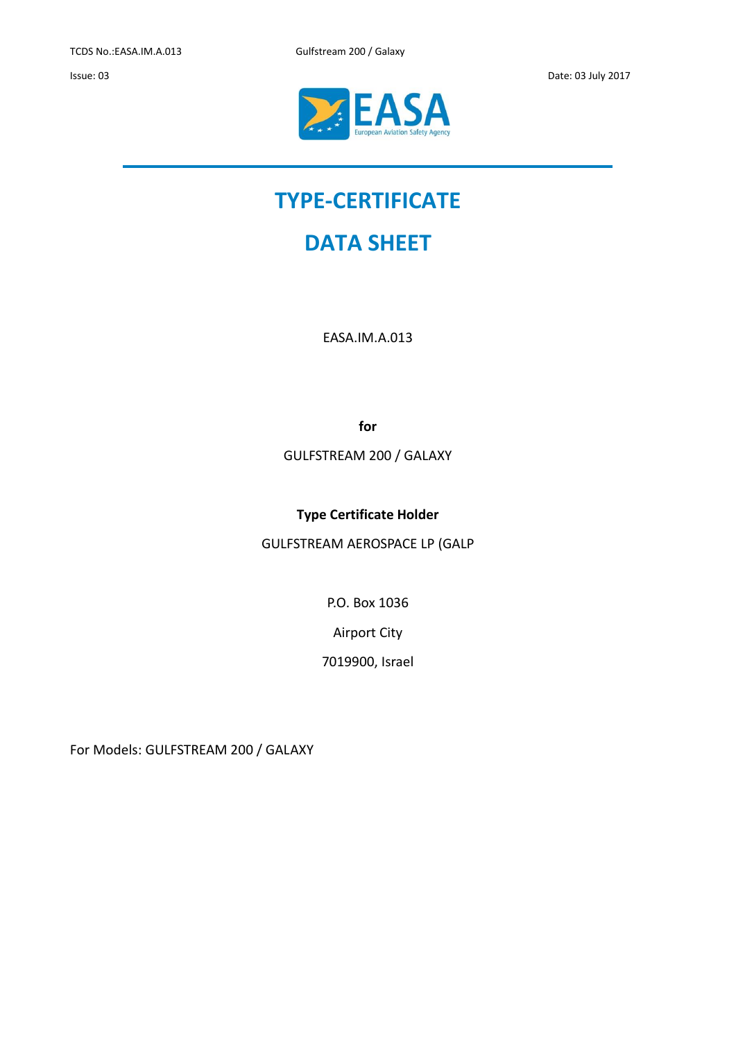# TYPE-CERTIFICATE

# DATA SHEET

EASA.IM.A.013

**for**

GULFSTREAM 200 / GALAXY

**Type Certificate Holder**

GULFSTREAM AEROSPACE LP (GALP

P.O. Box 1036

Airport City

7019900, Israel

For Models: GULFSTREAM 200 / GALAXY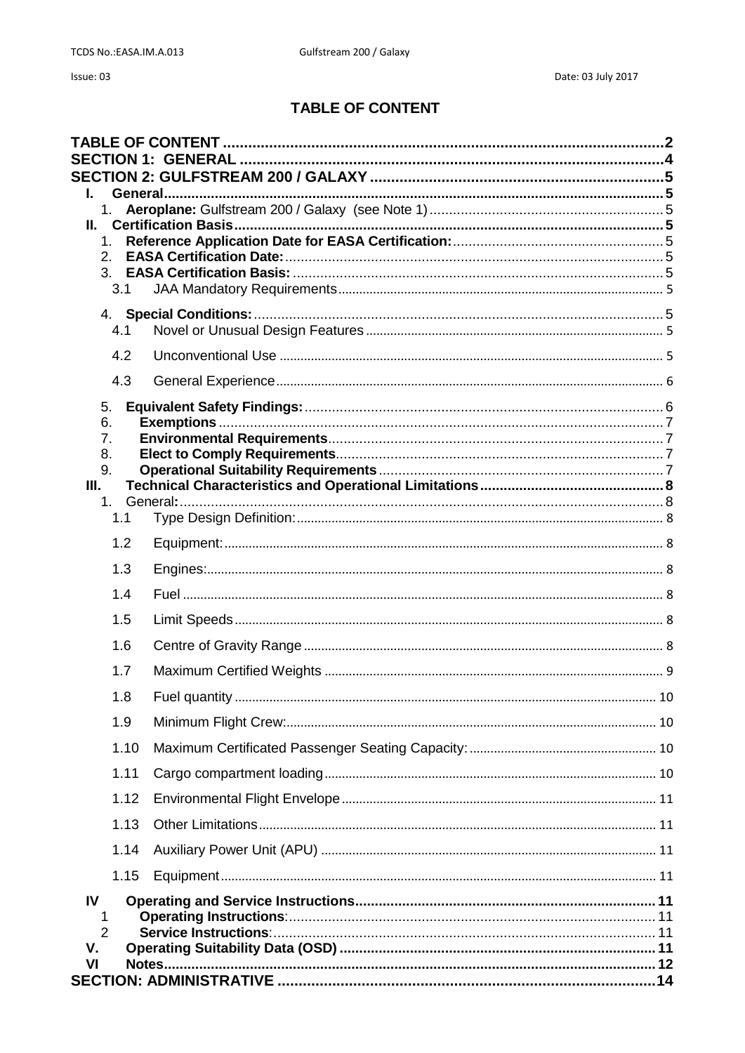# TABLE OF CONTENT

**TABLE OF CONTENT** .......... 2
**SECTION 1: GENERAL** .......... 4
**SECTION 2: GULFSTREAM 200 / GALAXY** .......... 5

- **I. General** .......... 5
  - 1. **Aeroplane:** Gulfstream 200 / Galaxy (see Note 1) .......... 5
- **II. Certification Basis** .......... 5
  - 1. **Reference Application Date for EASA Certification:** .......... 5
  - 2. **EASA Certification Date:** .......... 5
  - 3. **EASA Certification Basis:** .......... 5
    - 3.1 JAA Mandatory Requirements .......... 5
  - 4. **Special Conditions:** .......... 5
    - 4.1 Novel or Unusual Design Features .......... 5
    - 4.2 Unconventional Use .......... 5
    - 4.3 General Experience .......... 6
  - 5. **Equivalent Safety Findings:** .......... 6
  - 6. **Exemptions** .......... 7
  - 7. **Environmental Requirements** .......... 7
  - 8. **Elect to Comply Requirements** .......... 7
  - 9. **Operational Suitability Requirements** .......... 7
- **III. Technical Characteristics and Operational Limitations** .......... 8
  - 1. General**:** .......... 8
    - 1.1 Type Design Definition: .......... 8
    - 1.2 Equipment: .......... 8
    - 1.3 Engines: .......... 8
    - 1.4 Fuel .......... 8
    - 1.5 Limit Speeds .......... 8
    - 1.6 Centre of Gravity Range .......... 8
    - 1.7 Maximum Certified Weights .......... 9
    - 1.8 Fuel quantity .......... 10
    - 1.9 Minimum Flight Crew: .......... 10
    - 1.10 Maximum Certificated Passenger Seating Capacity: .......... 10
    - 1.11 Cargo compartment loading .......... 10
    - 1.12 Environmental Flight Envelope .......... 11
    - 1.13 Other Limitations .......... 11
    - 1.14 Auxiliary Power Unit (APU) .......... 11
    - 1.15 Equipment .......... 11
- **IV Operating and Service Instructions** .......... 11
  - 1 **Operating Instructions**: .......... 11
  - 2 **Service Instructions**: .......... 11
- **V. Operating Suitability Data (OSD)** .......... 11
- **VI Notes** .......... 12

**SECTION: ADMINISTRATIVE** .......... 14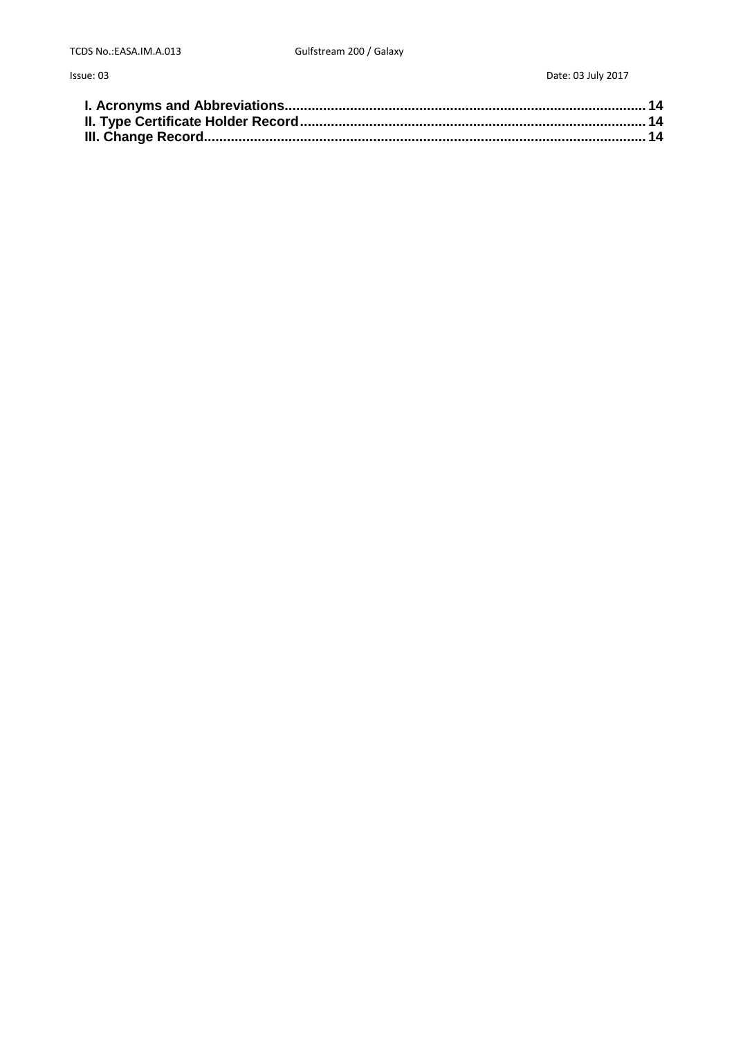I. Acronyms and Abbreviations.......................................................................................... 14
II. Type Certificate Holder Record...................................................................................... 14
III. Change Record.............................................................................................................. 14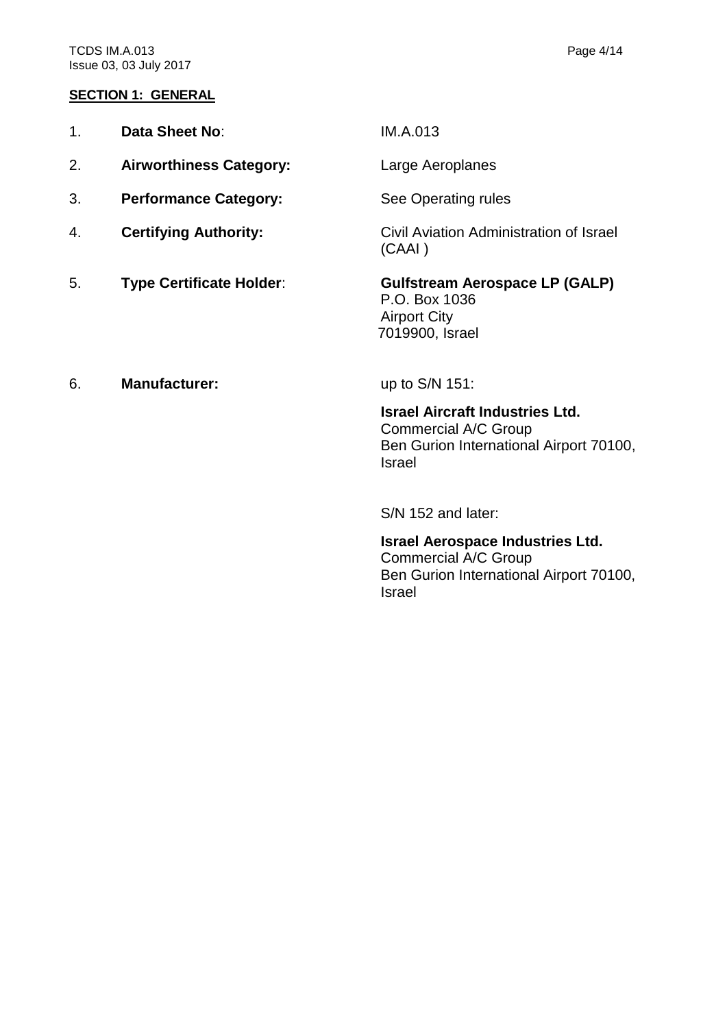**SECTION 1: GENERAL**

1. **Data Sheet No**: IM.A.013

2. **Airworthiness Category:** Large Aeroplanes

3. **Performance Category:** See Operating rules

4. **Certifying Authority:** Civil Aviation Administration of Israel (CAAI )

5. **Type Certificate Holder**:
   **Gulfstream Aerospace LP (GALP)**
   P.O. Box 1036
   Airport City
   7019900, Israel

6. **Manufacturer:**

   up to S/N 151:

   **Israel Aircraft Industries Ltd.**
   Commercial A/C Group
   Ben Gurion International Airport 70100, Israel

   S/N 152 and later:

   **Israel Aerospace Industries Ltd.**
   Commercial A/C Group
   Ben Gurion International Airport 70100, Israel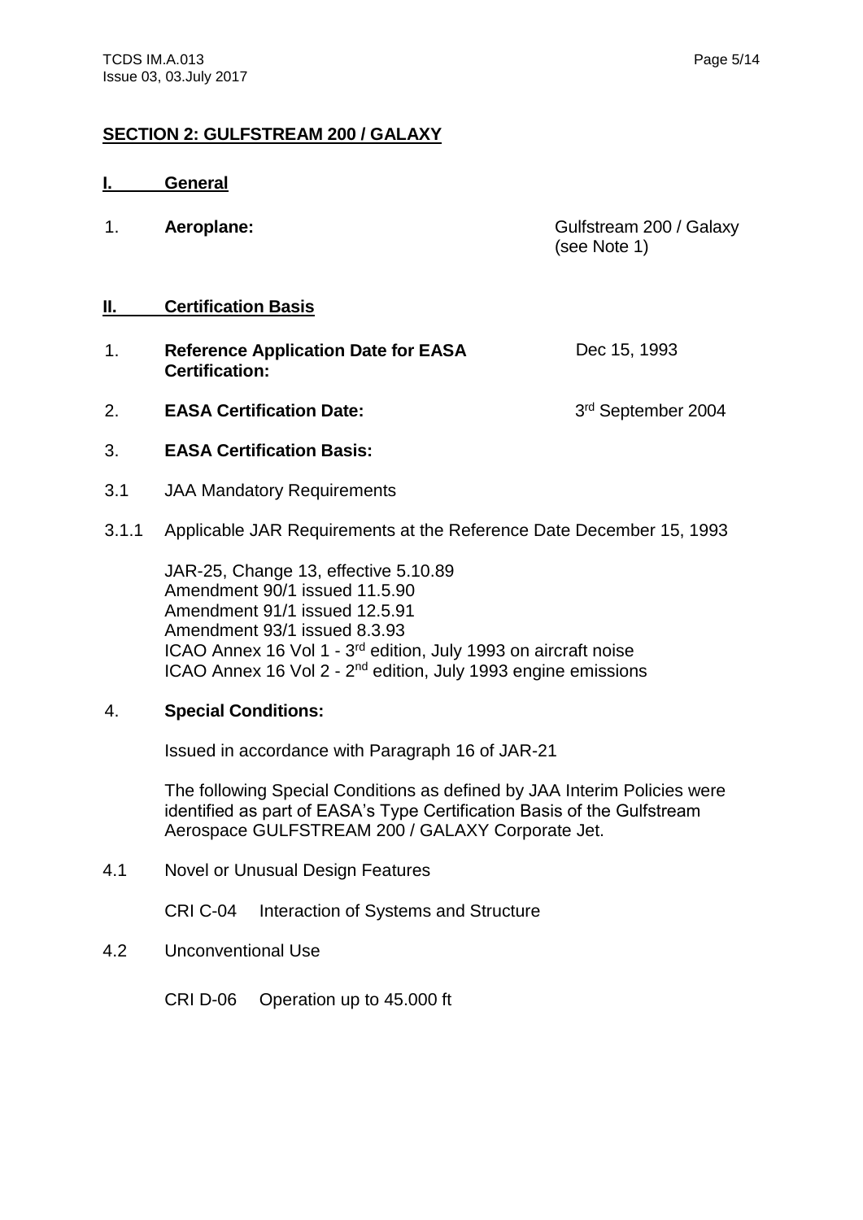## SECTION 2: GULFSTREAM 200 / GALAXY

### I. General

1. **Aeroplane:** Gulfstream 200 / Galaxy (see Note 1)

### II. Certification Basis

1. **Reference Application Date for EASA Certification:** Dec 15, 1993

2. **EASA Certification Date:** 3rd September 2004

3. **EASA Certification Basis:**

3.1 JAA Mandatory Requirements

3.1.1 Applicable JAR Requirements at the Reference Date December 15, 1993

JAR-25, Change 13, effective 5.10.89
Amendment 90/1 issued 11.5.90
Amendment 91/1 issued 12.5.91
Amendment 93/1 issued 8.3.93
ICAO Annex 16 Vol 1 - 3rd edition, July 1993 on aircraft noise
ICAO Annex 16 Vol 2 - 2nd edition, July 1993 engine emissions

4. **Special Conditions:**

Issued in accordance with Paragraph 16 of JAR-21

The following Special Conditions as defined by JAA Interim Policies were identified as part of EASA's Type Certification Basis of the Gulfstream Aerospace GULFSTREAM 200 / GALAXY Corporate Jet.

4.1 Novel or Unusual Design Features

CRI C-04 Interaction of Systems and Structure

4.2 Unconventional Use

CRI D-06 Operation up to 45.000 ft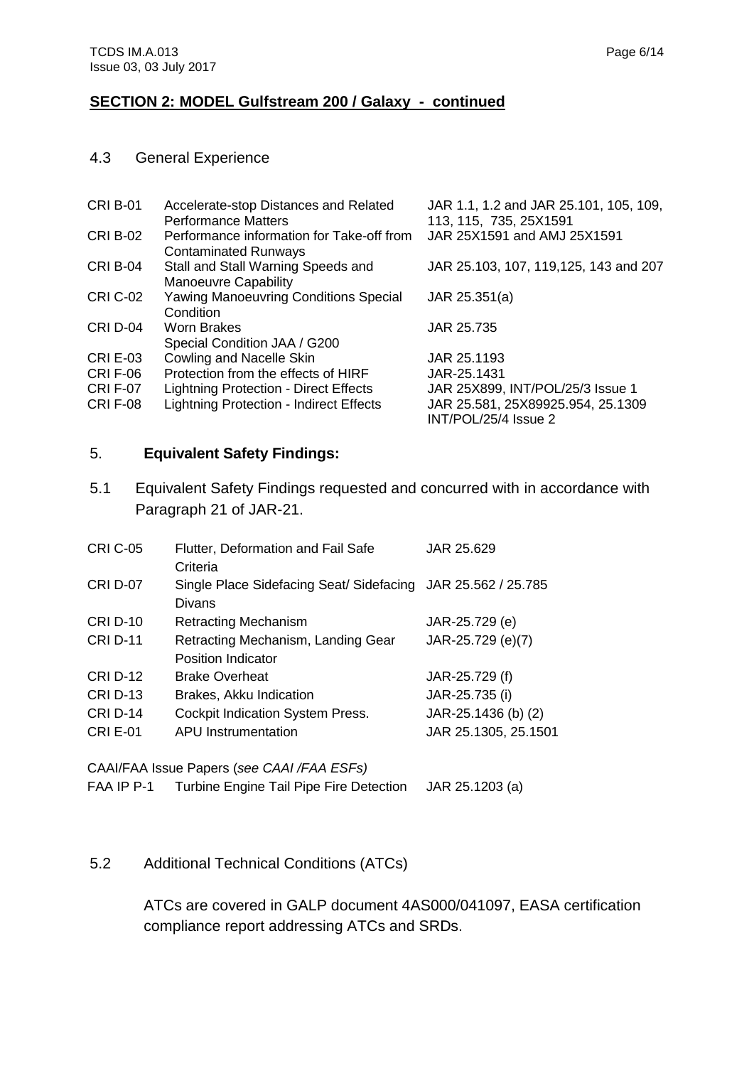## SECTION 2: MODEL Gulfstream 200 / Galaxy - continued

### 4.3 General Experience

| | | |
|---|---|---|
| CRI B-01 | Accelerate-stop Distances and Related Performance Matters | JAR 1.1, 1.2 and JAR 25.101, 105, 109, 113, 115, 735, 25X1591 |
| CRI B-02 | Performance information for Take-off from Contaminated Runways | JAR 25X1591 and AMJ 25X1591 |
| CRI B-04 | Stall and Stall Warning Speeds and Manoeuvre Capability | JAR 25.103, 107, 119,125, 143 and 207 |
| CRI C-02 | Yawing Manoeuvring Conditions Special Condition | JAR 25.351(a) |
| CRI D-04 | Worn Brakes<br>Special Condition JAA / G200 | JAR 25.735 |
| CRI E-03 | Cowling and Nacelle Skin | JAR 25.1193 |
| CRI F-06 | Protection from the effects of HIRF | JAR-25.1431 |
| CRI F-07 | Lightning Protection - Direct Effects | JAR 25X899, INT/POL/25/3 Issue 1 |
| CRI F-08 | Lightning Protection - Indirect Effects | JAR 25.581, 25X89925.954, 25.1309 INT/POL/25/4 Issue 2 |

## 5. **Equivalent Safety Findings:**

5.1 Equivalent Safety Findings requested and concurred with in accordance with Paragraph 21 of JAR-21.

| | | |
|---|---|---|
| CRI C-05 | Flutter, Deformation and Fail Safe Criteria | JAR 25.629 |
| CRI D-07 | Single Place Sidefacing Seat/ Sidefacing Divans | JAR 25.562 / 25.785 |
| CRI D-10 | Retracting Mechanism | JAR-25.729 (e) |
| CRI D-11 | Retracting Mechanism, Landing Gear Position Indicator | JAR-25.729 (e)(7) |
| CRI D-12 | Brake Overheat | JAR-25.729 (f) |
| CRI D-13 | Brakes, Akku Indication | JAR-25.735 (i) |
| CRI D-14 | Cockpit Indication System Press. | JAR-25.1436 (b) (2) |
| CRI E-01 | APU Instrumentation | JAR 25.1305, 25.1501 |

CAAI/FAA Issue Papers (*see CAAI /FAA ESFs)*

| | | |
|---|---|---|
| FAA IP P-1 | Turbine Engine Tail Pipe Fire Detection | JAR 25.1203 (a) |

5.2 Additional Technical Conditions (ATCs)

ATCs are covered in GALP document 4AS000/041097, EASA certification compliance report addressing ATCs and SRDs.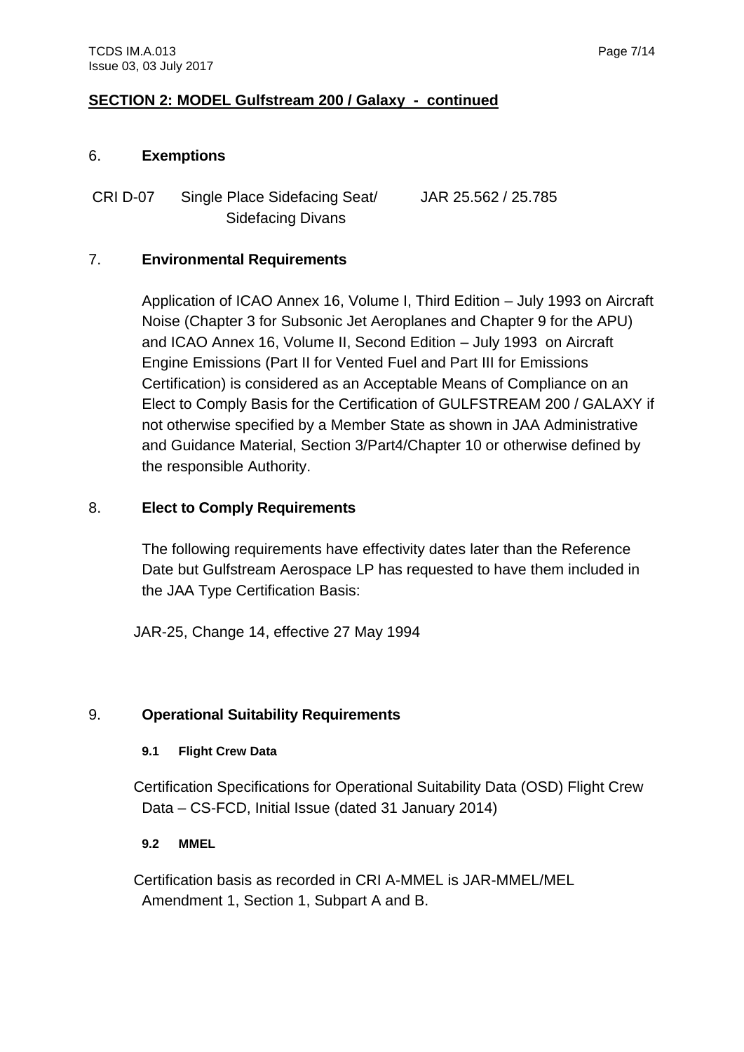## SECTION 2: MODEL Gulfstream 200 / Galaxy - continued

### 6. Exemptions

| | | |
|---|---|---|
| CRI D-07 | Single Place Sidefacing Seat/ Sidefacing Divans | JAR 25.562 / 25.785 |

### 7. Environmental Requirements

Application of ICAO Annex 16, Volume I, Third Edition – July 1993 on Aircraft Noise (Chapter 3 for Subsonic Jet Aeroplanes and Chapter 9 for the APU) and ICAO Annex 16, Volume II, Second Edition – July 1993 on Aircraft Engine Emissions (Part II for Vented Fuel and Part III for Emissions Certification) is considered as an Acceptable Means of Compliance on an Elect to Comply Basis for the Certification of GULFSTREAM 200 / GALAXY if not otherwise specified by a Member State as shown in JAA Administrative and Guidance Material, Section 3/Part4/Chapter 10 or otherwise defined by the responsible Authority.

### 8. Elect to Comply Requirements

The following requirements have effectivity dates later than the Reference Date but Gulfstream Aerospace LP has requested to have them included in the JAA Type Certification Basis:

JAR-25, Change 14, effective 27 May 1994

### 9. Operational Suitability Requirements

#### 9.1 Flight Crew Data

Certification Specifications for Operational Suitability Data (OSD) Flight Crew Data – CS-FCD, Initial Issue (dated 31 January 2014)

#### 9.2 MMEL

Certification basis as recorded in CRI A-MMEL is JAR-MMEL/MEL Amendment 1, Section 1, Subpart A and B.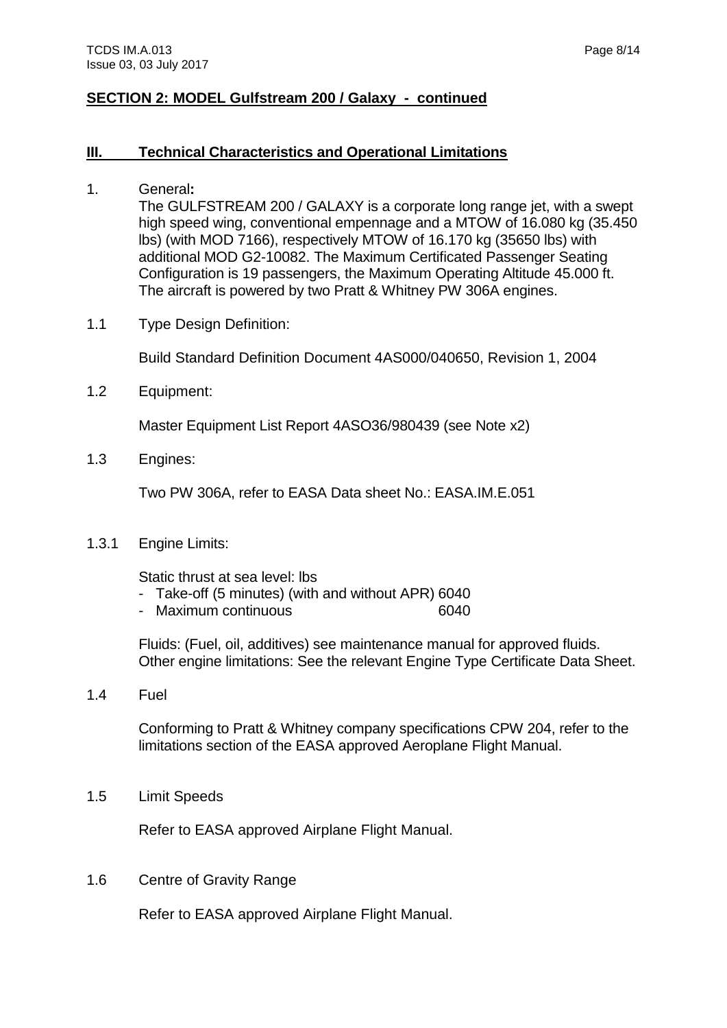## SECTION 2: MODEL Gulfstream 200 / Galaxy - continued

### III. Technical Characteristics and Operational Limitations

1. General**:**
   The GULFSTREAM 200 / GALAXY is a corporate long range jet, with a swept high speed wing, conventional empennage and a MTOW of 16.080 kg (35.450 lbs) (with MOD 7166), respectively MTOW of 16.170 kg (35650 lbs) with additional MOD G2-10082. The Maximum Certificated Passenger Seating Configuration is 19 passengers, the Maximum Operating Altitude 45.000 ft. The aircraft is powered by two Pratt & Whitney PW 306A engines.

1.1 Type Design Definition:

Build Standard Definition Document 4AS000/040650, Revision 1, 2004

1.2 Equipment:

Master Equipment List Report 4ASO36/980439 (see Note x2)

1.3 Engines:

Two PW 306A, refer to EASA Data sheet No.: EASA.IM.E.051

1.3.1 Engine Limits:

Static thrust at sea level: lbs

- Take-off (5 minutes) (with and without APR) 6040
- Maximum continuous 6040

Fluids: (Fuel, oil, additives) see maintenance manual for approved fluids.
Other engine limitations: See the relevant Engine Type Certificate Data Sheet.

1.4 Fuel

Conforming to Pratt & Whitney company specifications CPW 204, refer to the limitations section of the EASA approved Aeroplane Flight Manual.

1.5 Limit Speeds

Refer to EASA approved Airplane Flight Manual.

1.6 Centre of Gravity Range

Refer to EASA approved Airplane Flight Manual.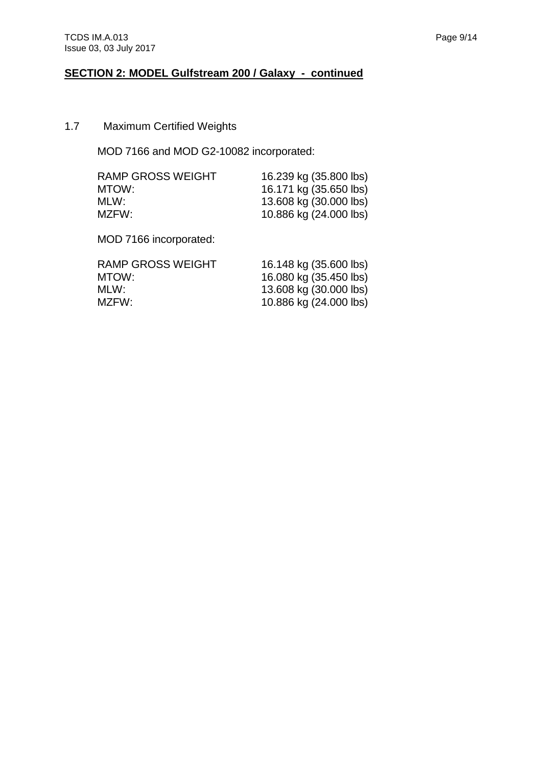## SECTION 2: MODEL Gulfstream 200 / Galaxy - continued

1.7 Maximum Certified Weights

MOD 7166 and MOD G2-10082 incorporated:

| | |
|---|---|
| RAMP GROSS WEIGHT | 16.239 kg (35.800 lbs) |
| MTOW: | 16.171 kg (35.650 lbs) |
| MLW: | 13.608 kg (30.000 lbs) |
| MZFW: | 10.886 kg (24.000 lbs) |

MOD 7166 incorporated:

| | |
|---|---|
| RAMP GROSS WEIGHT | 16.148 kg (35.600 lbs) |
| MTOW: | 16.080 kg (35.450 lbs) |
| MLW: | 13.608 kg (30.000 lbs) |
| MZFW: | 10.886 kg (24.000 lbs) |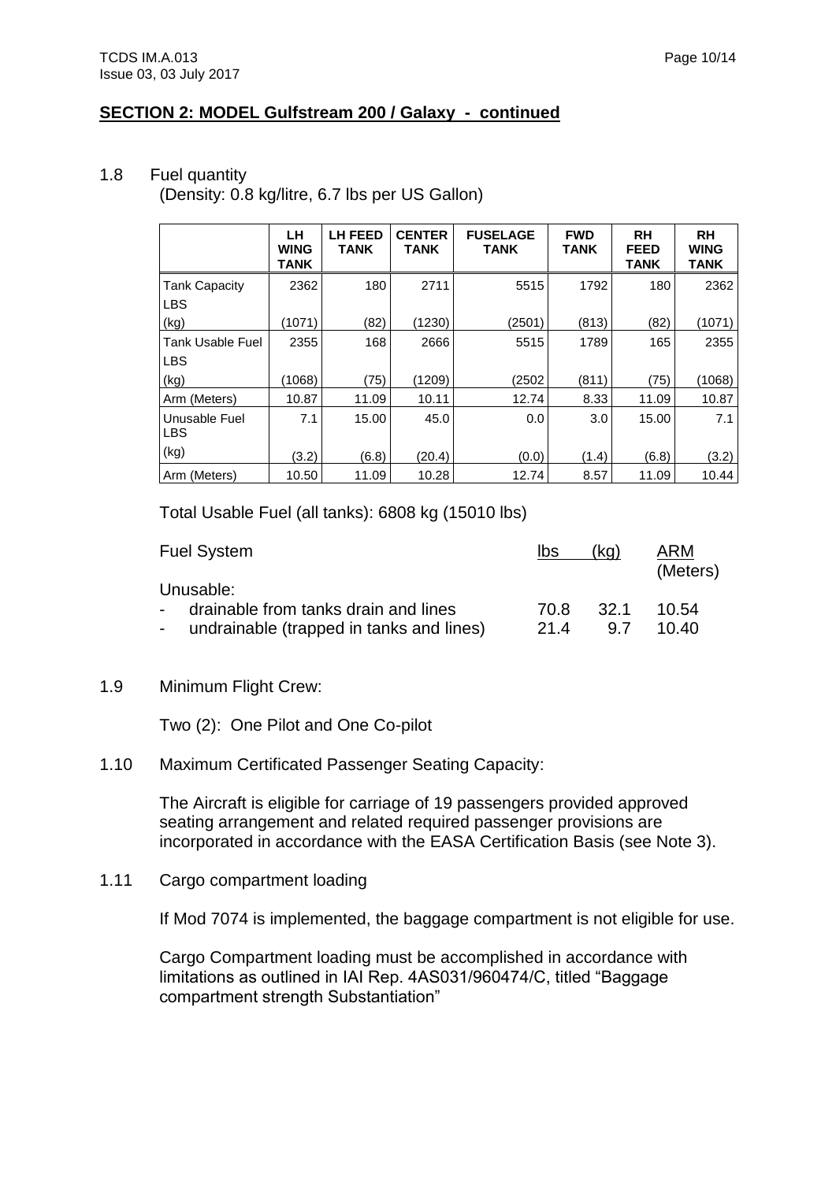## SECTION 2: MODEL Gulfstream 200 / Galaxy - continued

1.8 Fuel quantity

(Density: 0.8 kg/litre, 6.7 lbs per US Gallon)

| | LH WING TANK | LH FEED TANK | CENTER TANK | FUSELAGE TANK | FWD TANK | RH FEED TANK | RH WING TANK |
|---|---|---|---|---|---|---|---|
| Tank Capacity LBS (kg) | 2362 (1071) | 180 (82) | 2711 (1230) | 5515 (2501) | 1792 (813) | 180 (82) | 2362 (1071) |
| Tank Usable Fuel LBS (kg) | 2355 (1068) | 168 (75) | 2666 (1209) | 5515 (2502 | 1789 (811) | 165 (75) | 2355 (1068) |
| Arm (Meters) | 10.87 | 11.09 | 10.11 | 12.74 | 8.33 | 11.09 | 10.87 |
| Unusable Fuel LBS (kg) | 7.1 (3.2) | 15.00 (6.8) | 45.0 (20.4) | 0.0 (0.0) | 3.0 (1.4) | 15.00 (6.8) | 7.1 (3.2) |
| Arm (Meters) | 10.50 | 11.09 | 10.28 | 12.74 | 8.57 | 11.09 | 10.44 |

Total Usable Fuel (all tanks): 6808 kg (15010 lbs)

| Fuel System | lbs | (kg) | ARM (Meters) |
|---|---|---|---|
| Unusable: | | | |
| - drainable from tanks drain and lines | 70.8 | 32.1 | 10.54 |
| - undrainable (trapped in tanks and lines) | 21.4 | 9.7 | 10.40 |

1.9 Minimum Flight Crew:

Two (2): One Pilot and One Co-pilot

1.10 Maximum Certificated Passenger Seating Capacity:

The Aircraft is eligible for carriage of 19 passengers provided approved seating arrangement and related required passenger provisions are incorporated in accordance with the EASA Certification Basis (see Note 3).

1.11 Cargo compartment loading

If Mod 7074 is implemented, the baggage compartment is not eligible for use.

Cargo Compartment loading must be accomplished in accordance with limitations as outlined in IAI Rep. 4AS031/960474/C, titled "Baggage compartment strength Substantiation"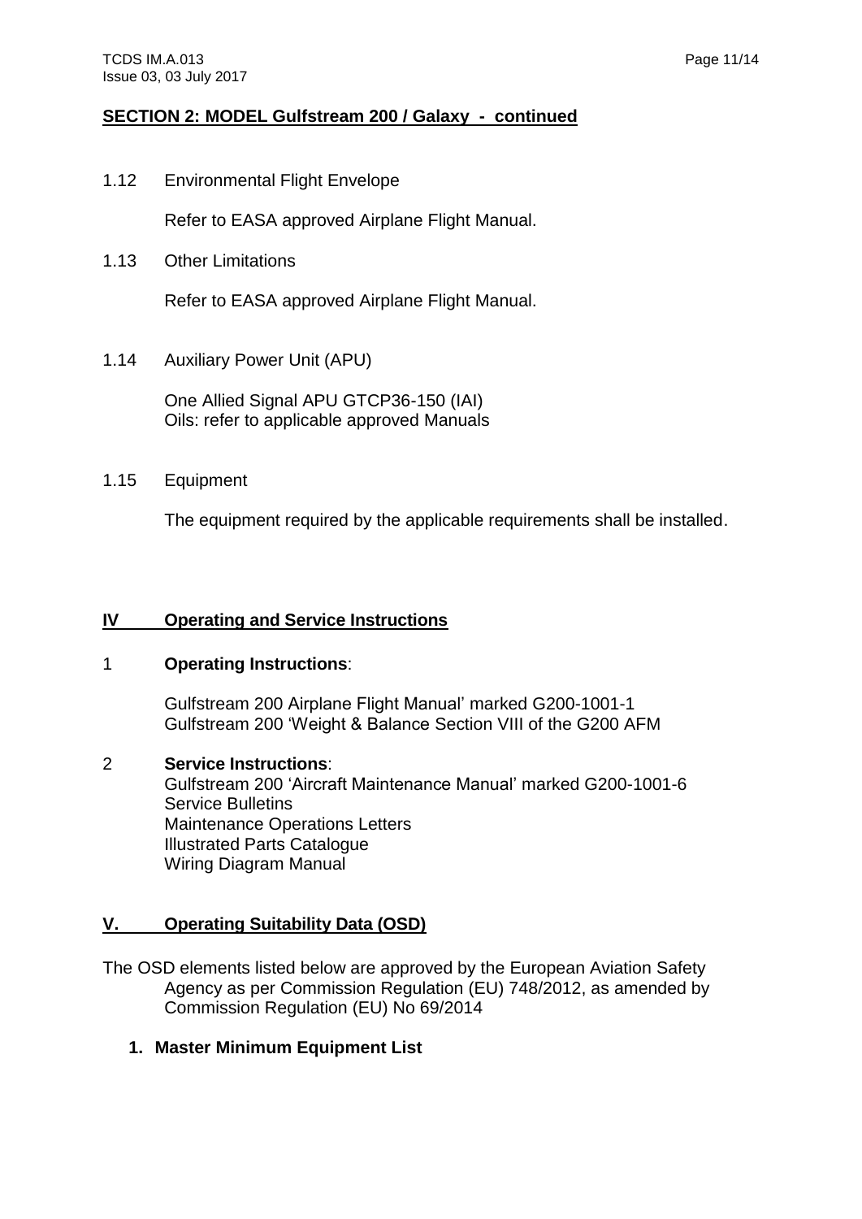**SECTION 2: MODEL Gulfstream 200 / Galaxy - continued**

1.12 Environmental Flight Envelope

Refer to EASA approved Airplane Flight Manual.

1.13 Other Limitations

Refer to EASA approved Airplane Flight Manual.

1.14 Auxiliary Power Unit (APU)

One Allied Signal APU GTCP36-150 (IAI)
Oils: refer to applicable approved Manuals

1.15 Equipment

The equipment required by the applicable requirements shall be installed.

## IV Operating and Service Instructions

1 **Operating Instructions**:

Gulfstream 200 Airplane Flight Manual' marked G200-1001-1
Gulfstream 200 'Weight & Balance Section VIII of the G200 AFM

2 **Service Instructions**:
Gulfstream 200 'Aircraft Maintenance Manual' marked G200-1001-6
Service Bulletins
Maintenance Operations Letters
Illustrated Parts Catalogue
Wiring Diagram Manual

## V. Operating Suitability Data (OSD)

The OSD elements listed below are approved by the European Aviation Safety Agency as per Commission Regulation (EU) 748/2012, as amended by Commission Regulation (EU) No 69/2014

1. **Master Minimum Equipment List**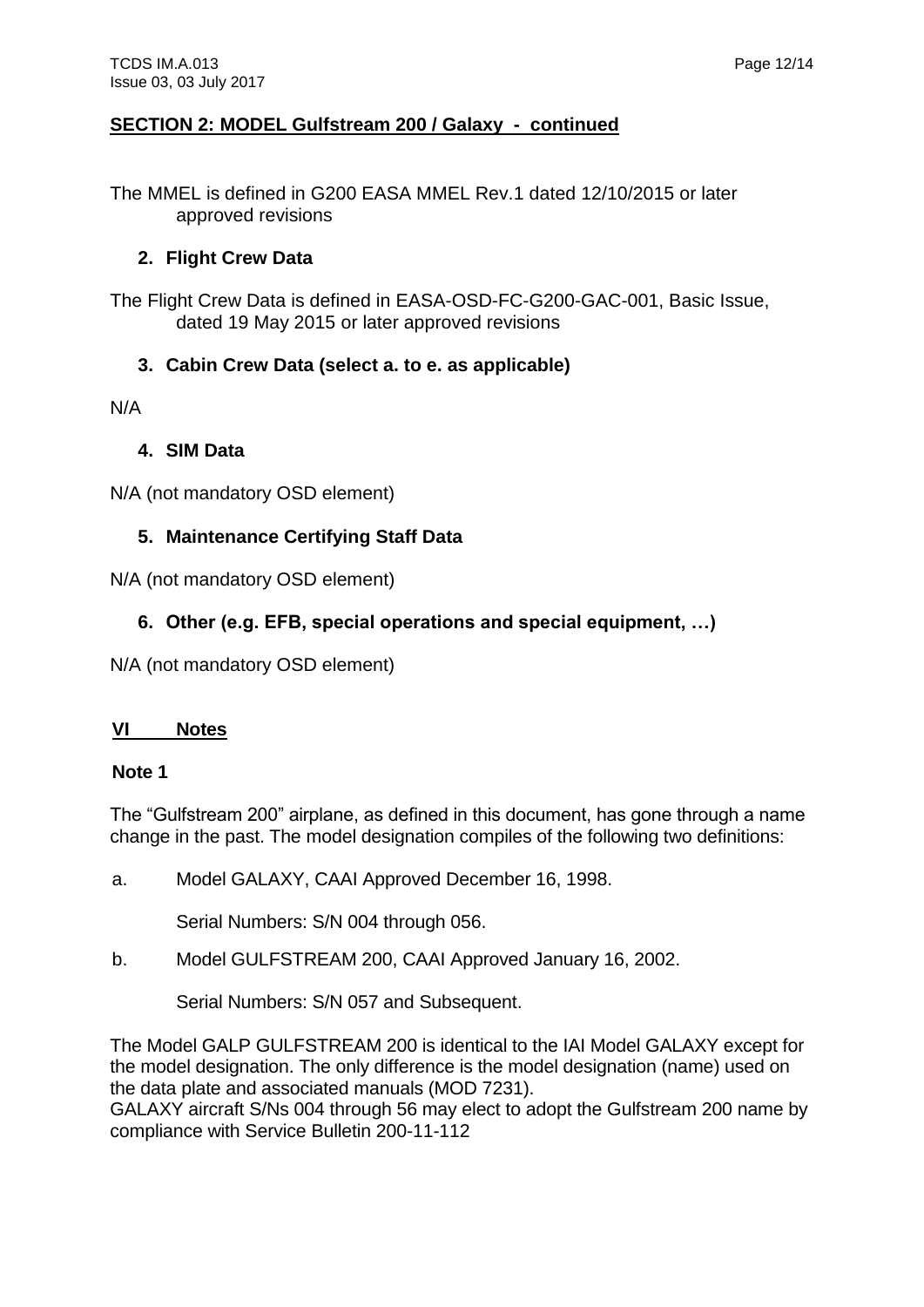## SECTION 2: MODEL Gulfstream 200 / Galaxy - continued

The MMEL is defined in G200 EASA MMEL Rev.1 dated 12/10/2015 or later approved revisions

### 2. Flight Crew Data

The Flight Crew Data is defined in EASA-OSD-FC-G200-GAC-001, Basic Issue, dated 19 May 2015 or later approved revisions

### 3. Cabin Crew Data (select a. to e. as applicable)

N/A

### 4. SIM Data

N/A (not mandatory OSD element)

### 5. Maintenance Certifying Staff Data

N/A (not mandatory OSD element)

### 6. Other (e.g. EFB, special operations and special equipment, …)

N/A (not mandatory OSD element)

## VI Notes

**Note 1**

The "Gulfstream 200" airplane, as defined in this document, has gone through a name change in the past. The model designation compiles of the following two definitions:

a. Model GALAXY, CAAI Approved December 16, 1998.

   Serial Numbers: S/N 004 through 056.

b. Model GULFSTREAM 200, CAAI Approved January 16, 2002.

   Serial Numbers: S/N 057 and Subsequent.

The Model GALP GULFSTREAM 200 is identical to the IAI Model GALAXY except for the model designation. The only difference is the model designation (name) used on the data plate and associated manuals (MOD 7231).
GALAXY aircraft S/Ns 004 through 56 may elect to adopt the Gulfstream 200 name by compliance with Service Bulletin 200-11-112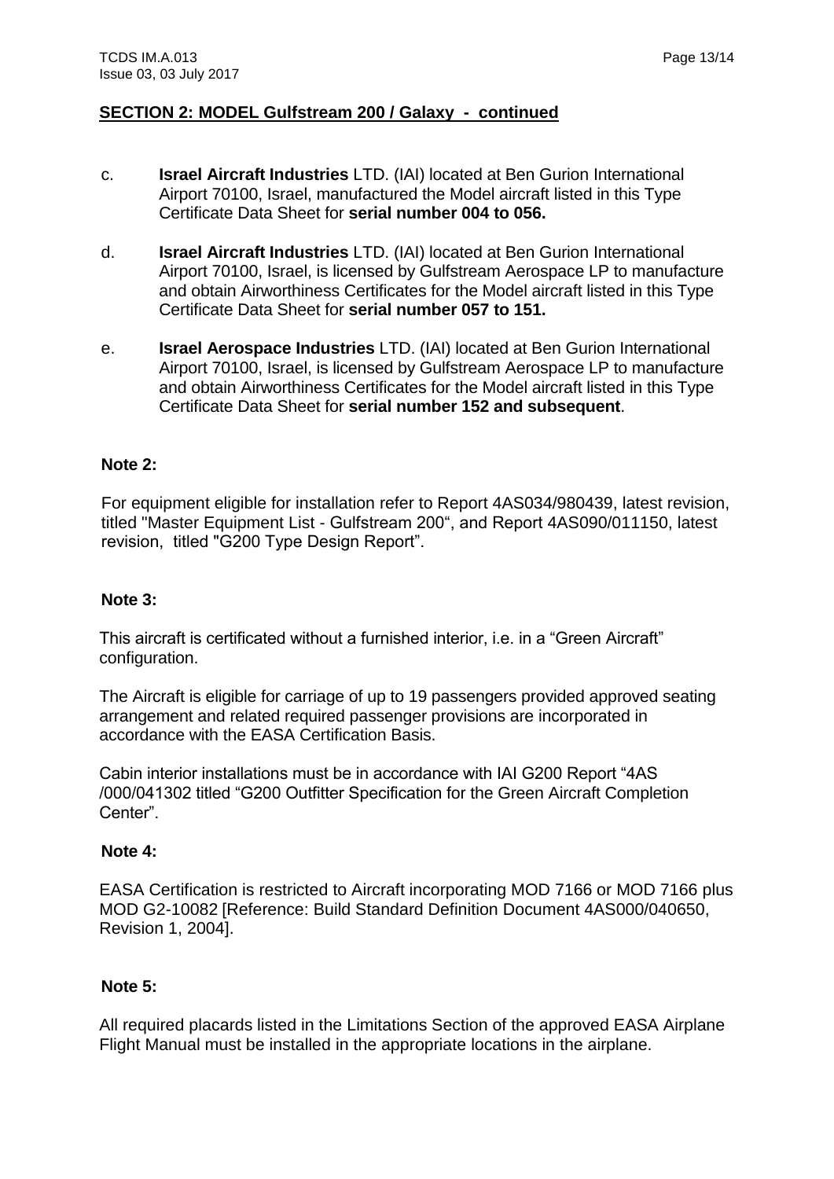## SECTION 2: MODEL Gulfstream 200 / Galaxy - continued

c. **Israel Aircraft Industries** LTD. (IAI) located at Ben Gurion International Airport 70100, Israel, manufactured the Model aircraft listed in this Type Certificate Data Sheet for **serial number 004 to 056.**

d. **Israel Aircraft Industries** LTD. (IAI) located at Ben Gurion International Airport 70100, Israel, is licensed by Gulfstream Aerospace LP to manufacture and obtain Airworthiness Certificates for the Model aircraft listed in this Type Certificate Data Sheet for **serial number 057 to 151.**

e. **Israel Aerospace Industries** LTD. (IAI) located at Ben Gurion International Airport 70100, Israel, is licensed by Gulfstream Aerospace LP to manufacture and obtain Airworthiness Certificates for the Model aircraft listed in this Type Certificate Data Sheet for **serial number 152 and subsequent**.

**Note 2:**

For equipment eligible for installation refer to Report 4AS034/980439, latest revision, titled "Master Equipment List - Gulfstream 200“, and Report 4AS090/011150, latest revision, titled "G200 Type Design Report”.

**Note 3:**

This aircraft is certificated without a furnished interior, i.e. in a “Green Aircraft” configuration.

The Aircraft is eligible for carriage of up to 19 passengers provided approved seating arrangement and related required passenger provisions are incorporated in accordance with the EASA Certification Basis.

Cabin interior installations must be in accordance with IAI G200 Report “4AS /000/041302 titled “G200 Outfitter Specification for the Green Aircraft Completion Center”.

**Note 4:**

EASA Certification is restricted to Aircraft incorporating MOD 7166 or MOD 7166 plus MOD G2-10082 [Reference: Build Standard Definition Document 4AS000/040650, Revision 1, 2004].

**Note 5:**

All required placards listed in the Limitations Section of the approved EASA Airplane Flight Manual must be installed in the appropriate locations in the airplane.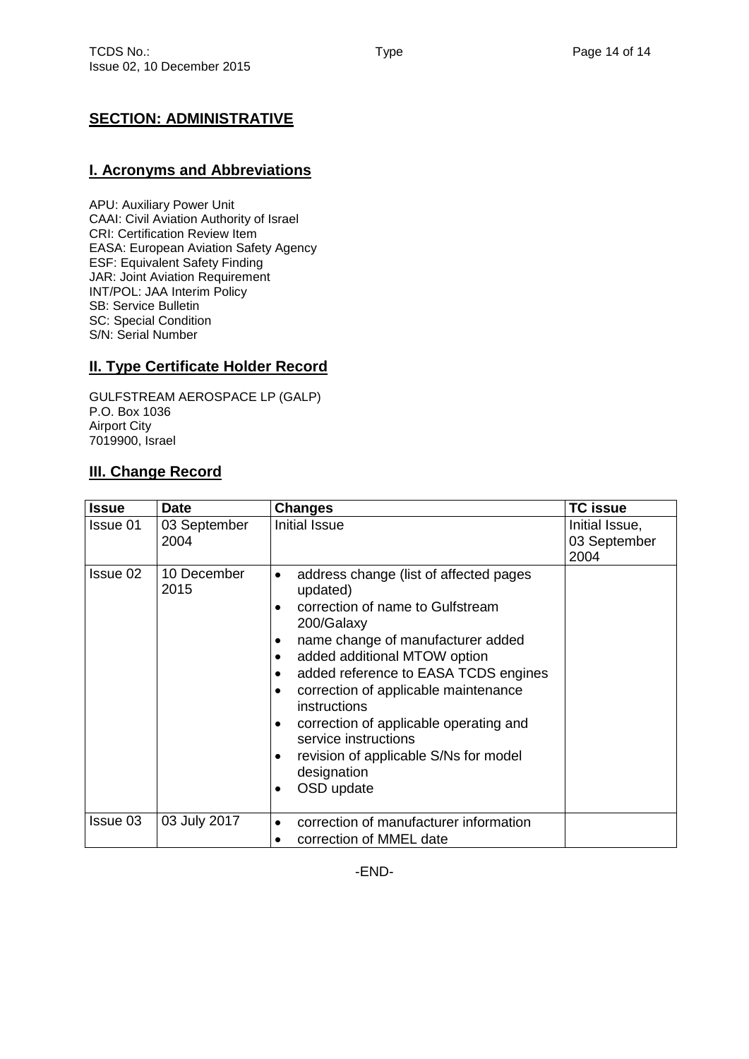## SECTION: ADMINISTRATIVE

### I. Acronyms and Abbreviations

APU: Auxiliary Power Unit
CAAI: Civil Aviation Authority of Israel
CRI: Certification Review Item
EASA: European Aviation Safety Agency
ESF: Equivalent Safety Finding
JAR: Joint Aviation Requirement
INT/POL: JAA Interim Policy
SB: Service Bulletin
SC: Special Condition
S/N: Serial Number

### II. Type Certificate Holder Record

GULFSTREAM AEROSPACE LP (GALP)
P.O. Box 1036
Airport City
7019900, Israel

### III. Change Record

| Issue | Date | Changes | TC issue |
|---|---|---|---|
| Issue 01 | 03 September 2004 | Initial Issue | Initial Issue, 03 September 2004 |
| Issue 02 | 10 December 2015 | • address change (list of affected pages updated)<br>• correction of name to Gulfstream 200/Galaxy<br>• name change of manufacturer added<br>• added additional MTOW option<br>• added reference to EASA TCDS engines<br>• correction of applicable maintenance instructions<br>• correction of applicable operating and service instructions<br>• revision of applicable S/Ns for model designation<br>• OSD update | |
| Issue 03 | 03 July 2017 | • correction of manufacturer information<br>• correction of MMEL date | |

-END-